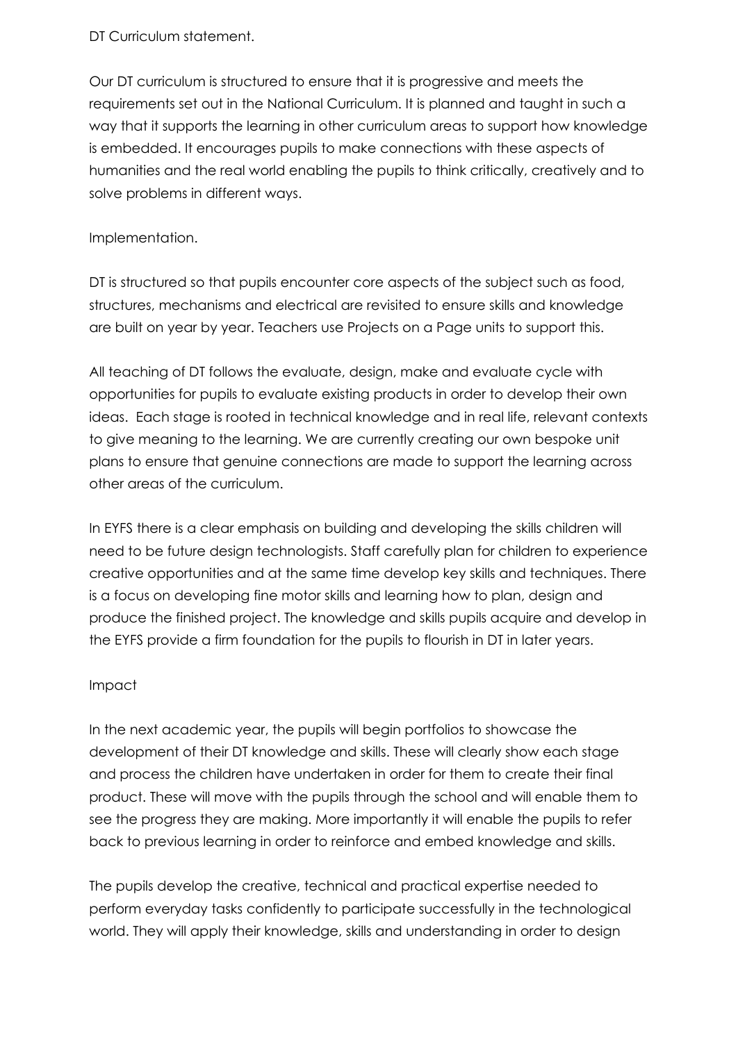# DT Curriculum statement.

Our DT curriculum is structured to ensure that it is progressive and meets the requirements set out in the National Curriculum. It is planned and taught in such a way that it supports the learning in other curriculum areas to support how knowledge is embedded. It encourages pupils to make connections with these aspects of humanities and the real world enabling the pupils to think critically, creatively and to solve problems in different ways.

## Implementation.

DT is structured so that pupils encounter core aspects of the subject such as food, structures, mechanisms and electrical are revisited to ensure skills and knowledge are built on year by year. Teachers use Projects on a Page units to support this.

All teaching of DT follows the evaluate, design, make and evaluate cycle with opportunities for pupils to evaluate existing products in order to develop their own ideas. Each stage is rooted in technical knowledge and in real life, relevant contexts to give meaning to the learning. We are currently creating our own bespoke unit plans to ensure that genuine connections are made to support the learning across other areas of the curriculum.

In EYFS there is a clear emphasis on building and developing the skills children will need to be future design technologists. Staff carefully plan for children to experience creative opportunities and at the same time develop key skills and techniques. There is a focus on developing fine motor skills and learning how to plan, design and produce the finished project. The knowledge and skills pupils acquire and develop in the EYFS provide a firm foundation for the pupils to flourish in DT in later years.

## Impact

In the next academic year, the pupils will begin portfolios to showcase the development of their DT knowledge and skills. These will clearly show each stage and process the children have undertaken in order for them to create their final product. These will move with the pupils through the school and will enable them to see the progress they are making. More importantly it will enable the pupils to refer back to previous learning in order to reinforce and embed knowledge and skills.

The pupils develop the creative, technical and practical expertise needed to perform everyday tasks confidently to participate successfully in the technological world. They will apply their knowledge, skills and understanding in order to design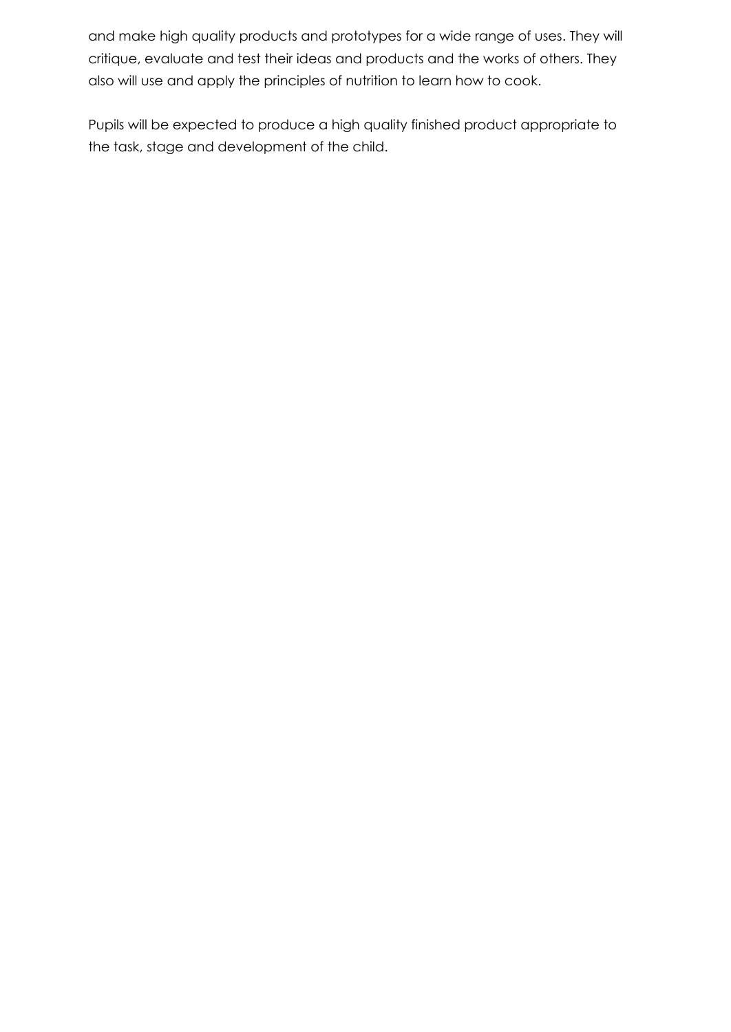and make high quality products and prototypes for a wide range of uses. They will critique, evaluate and test their ideas and products and the works of others. They also will use and apply the principles of nutrition to learn how to cook.

Pupils will be expected to produce a high quality finished product appropriate to the task, stage and development of the child.